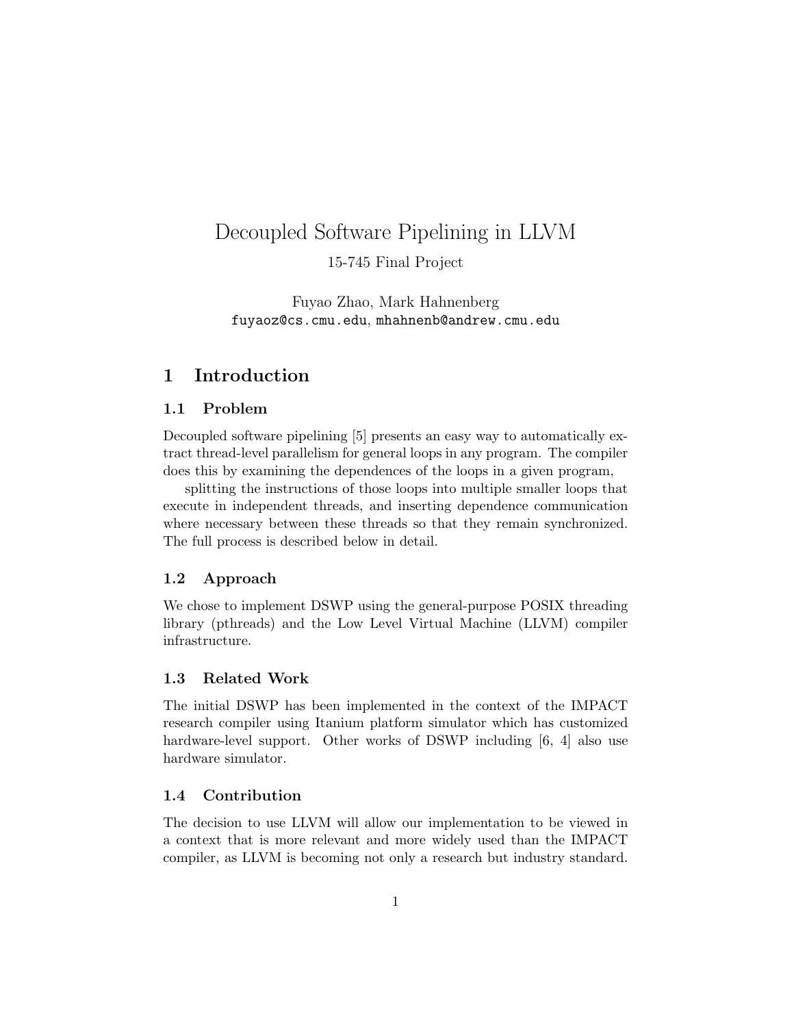# Decoupled Software Pipelining in LLVM

15-745 Final Project

Fuyao Zhao, Mark Hahnenberg
fuyaoz@cs.cmu.edu, mhahnenb@andrew.cmu.edu

## 1 Introduction

### 1.1 Problem

Decoupled software pipelining [5] presents an easy way to automatically extract thread-level parallelism for general loops in any program. The compiler does this by examining the dependences of the loops in a given program,

splitting the instructions of those loops into multiple smaller loops that execute in independent threads, and inserting dependence communication where necessary between these threads so that they remain synchronized. The full process is described below in detail.

### 1.2 Approach

We chose to implement DSWP using the general-purpose POSIX threading library (pthreads) and the Low Level Virtual Machine (LLVM) compiler infrastructure.

### 1.3 Related Work

The initial DSWP has been implemented in the context of the IMPACT research compiler using Itanium platform simulator which has customized hardware-level support. Other works of DSWP including [6, 4] also use hardware simulator.

### 1.4 Contribution

The decision to use LLVM will allow our implementation to be viewed in a context that is more relevant and more widely used than the IMPACT compiler, as LLVM is becoming not only a research but industry standard.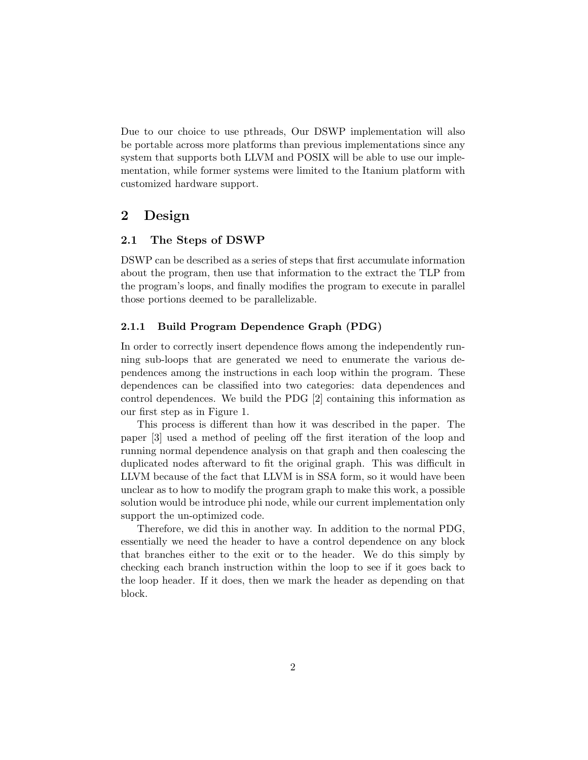Due to our choice to use pthreads, Our DSWP implementation will also be portable across more platforms than previous implementations since any system that supports both LLVM and POSIX will be able to use our implementation, while former systems were limited to the Itanium platform with customized hardware support.

# 2 Design

## 2.1 The Steps of DSWP

DSWP can be described as a series of steps that first accumulate information about the program, then use that information to the extract the TLP from the program's loops, and finally modifies the program to execute in parallel those portions deemed to be parallelizable.

### 2.1.1 Build Program Dependence Graph (PDG)

In order to correctly insert dependence flows among the independently running sub-loops that are generated we need to enumerate the various dependences among the instructions in each loop within the program. These dependences can be classified into two categories: data dependences and control dependences. We build the PDG [2] containing this information as our first step as in Figure 1.

This process is different than how it was described in the paper. The paper [3] used a method of peeling off the first iteration of the loop and running normal dependence analysis on that graph and then coalescing the duplicated nodes afterward to fit the original graph. This was difficult in LLVM because of the fact that LLVM is in SSA form, so it would have been unclear as to how to modify the program graph to make this work, a possible solution would be introduce phi node, while our current implementation only support the un-optimized code.

Therefore, we did this in another way. In addition to the normal PDG, essentially we need the header to have a control dependence on any block that branches either to the exit or to the header. We do this simply by checking each branch instruction within the loop to see if it goes back to the loop header. If it does, then we mark the header as depending on that block.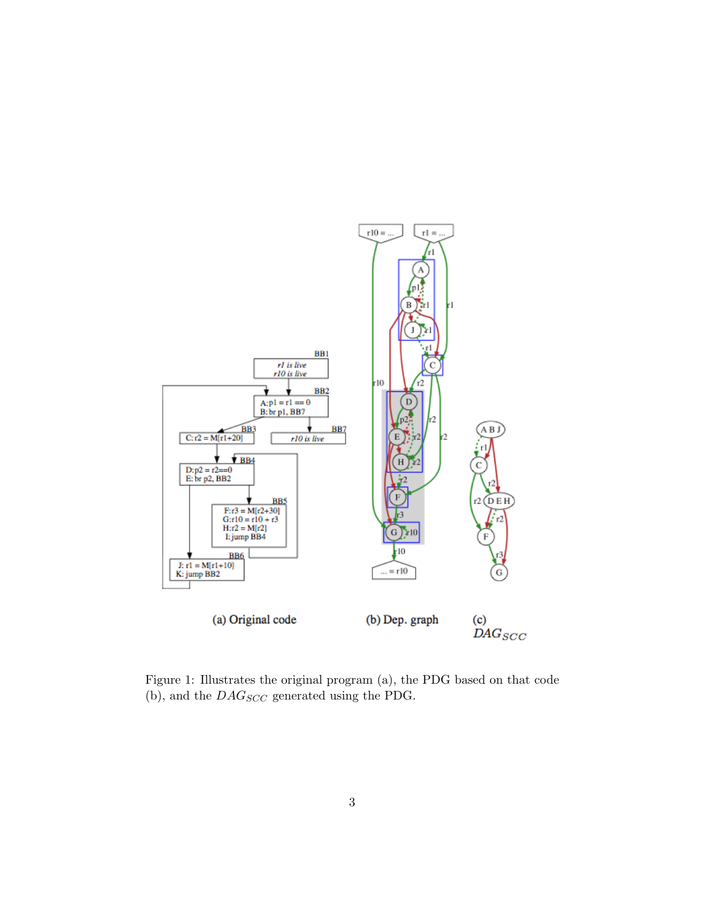(a) Original code

(b) Dep. graph

(c) $DAG_{SCC}$

Figure 1: Illustrates the original program (a), the PDG based on that code (b), and the $DAG_{SCC}$ generated using the PDG.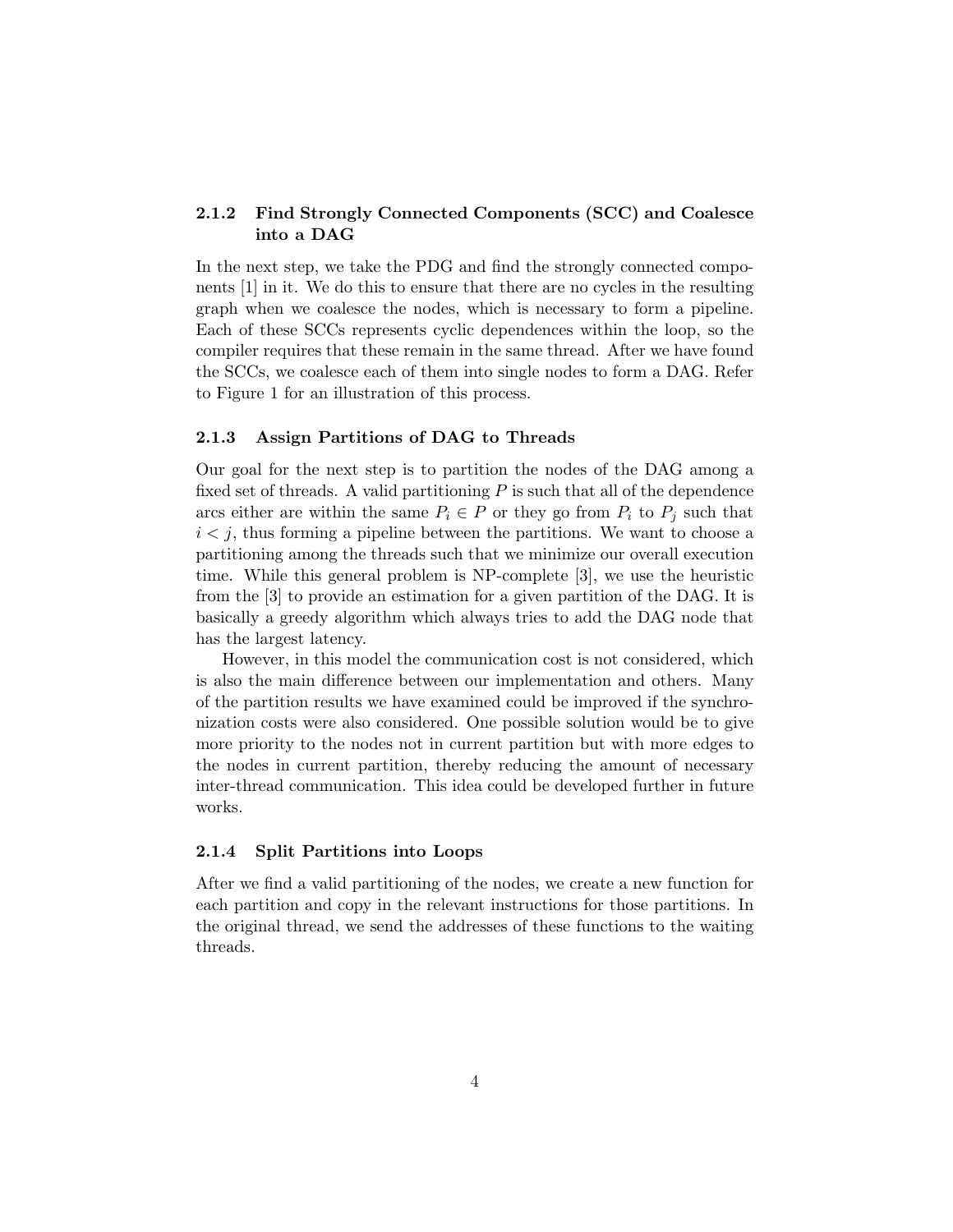### 2.1.2 Find Strongly Connected Components (SCC) and Coalesce into a DAG

In the next step, we take the PDG and find the strongly connected components [1] in it. We do this to ensure that there are no cycles in the resulting graph when we coalesce the nodes, which is necessary to form a pipeline. Each of these SCCs represents cyclic dependences within the loop, so the compiler requires that these remain in the same thread. After we have found the SCCs, we coalesce each of them into single nodes to form a DAG. Refer to Figure 1 for an illustration of this process.

### 2.1.3 Assign Partitions of DAG to Threads

Our goal for the next step is to partition the nodes of the DAG among a fixed set of threads. A valid partitioning $P$ is such that all of the dependence arcs either are within the same $P_i \in P$ or they go from $P_i$ to $P_j$ such that $i < j$, thus forming a pipeline between the partitions. We want to choose a partitioning among the threads such that we minimize our overall execution time. While this general problem is NP-complete [3], we use the heuristic from the [3] to provide an estimation for a given partition of the DAG. It is basically a greedy algorithm which always tries to add the DAG node that has the largest latency.

However, in this model the communication cost is not considered, which is also the main difference between our implementation and others. Many of the partition results we have examined could be improved if the synchronization costs were also considered. One possible solution would be to give more priority to the nodes not in current partition but with more edges to the nodes in current partition, thereby reducing the amount of necessary inter-thread communication. This idea could be developed further in future works.

### 2.1.4 Split Partitions into Loops

After we find a valid partitioning of the nodes, we create a new function for each partition and copy in the relevant instructions for those partitions. In the original thread, we send the addresses of these functions to the waiting threads.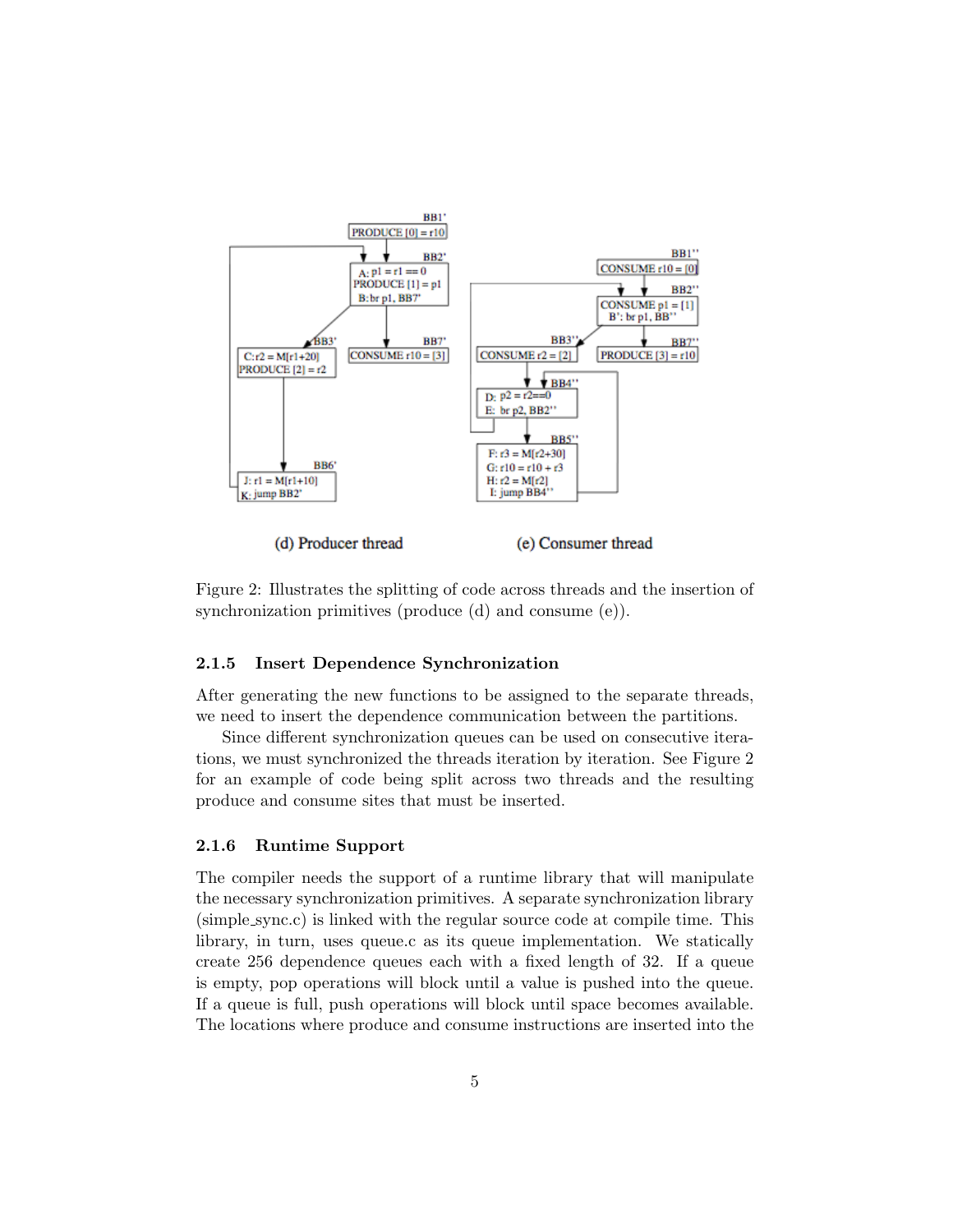Figure 2: Illustrates the splitting of code across threads and the insertion of synchronization primitives (produce (d) and consume (e)).

### 2.1.5 Insert Dependence Synchronization

After generating the new functions to be assigned to the separate threads, we need to insert the dependence communication between the partitions.

Since different synchronization queues can be used on consecutive iterations, we must synchronized the threads iteration by iteration. See Figure 2 for an example of code being split across two threads and the resulting produce and consume sites that must be inserted.

### 2.1.6 Runtime Support

The compiler needs the support of a runtime library that will manipulate the necessary synchronization primitives. A separate synchronization library (simple_sync.c) is linked with the regular source code at compile time. This library, in turn, uses queue.c as its queue implementation. We statically create 256 dependence queues each with a fixed length of 32. If a queue is empty, pop operations will block until a value is pushed into the queue. If a queue is full, push operations will block until space becomes available. The locations where produce and consume instructions are inserted into the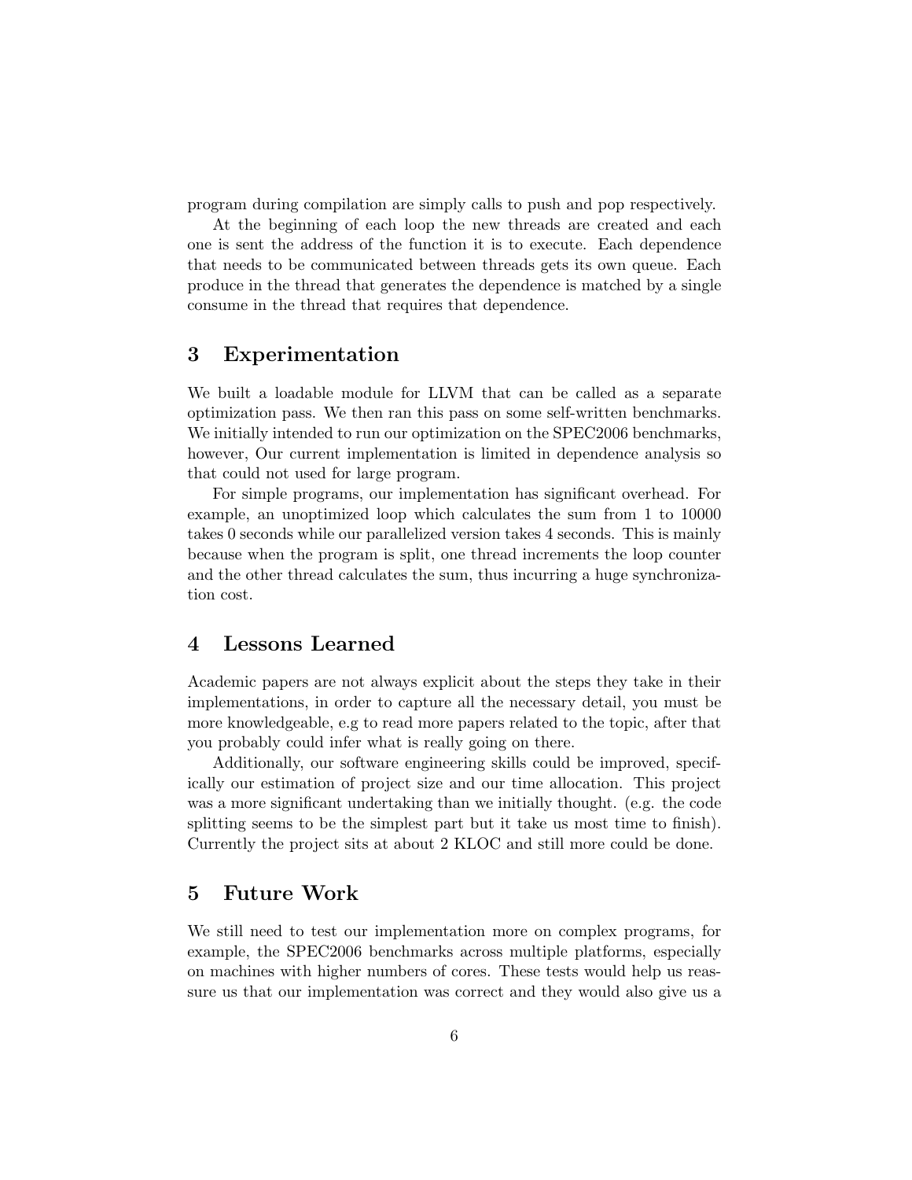program during compilation are simply calls to push and pop respectively.

At the beginning of each loop the new threads are created and each one is sent the address of the function it is to execute. Each dependence that needs to be communicated between threads gets its own queue. Each produce in the thread that generates the dependence is matched by a single consume in the thread that requires that dependence.

## 3 Experimentation

We built a loadable module for LLVM that can be called as a separate optimization pass. We then ran this pass on some self-written benchmarks. We initially intended to run our optimization on the SPEC2006 benchmarks, however, Our current implementation is limited in dependence analysis so that could not used for large program.

For simple programs, our implementation has significant overhead. For example, an unoptimized loop which calculates the sum from 1 to 10000 takes 0 seconds while our parallelized version takes 4 seconds. This is mainly because when the program is split, one thread increments the loop counter and the other thread calculates the sum, thus incurring a huge synchronization cost.

## 4 Lessons Learned

Academic papers are not always explicit about the steps they take in their implementations, in order to capture all the necessary detail, you must be more knowledgeable, e.g to read more papers related to the topic, after that you probably could infer what is really going on there.

Additionally, our software engineering skills could be improved, specifically our estimation of project size and our time allocation. This project was a more significant undertaking than we initially thought. (e.g. the code splitting seems to be the simplest part but it take us most time to finish). Currently the project sits at about 2 KLOC and still more could be done.

## 5 Future Work

We still need to test our implementation more on complex programs, for example, the SPEC2006 benchmarks across multiple platforms, especially on machines with higher numbers of cores. These tests would help us reassure us that our implementation was correct and they would also give us a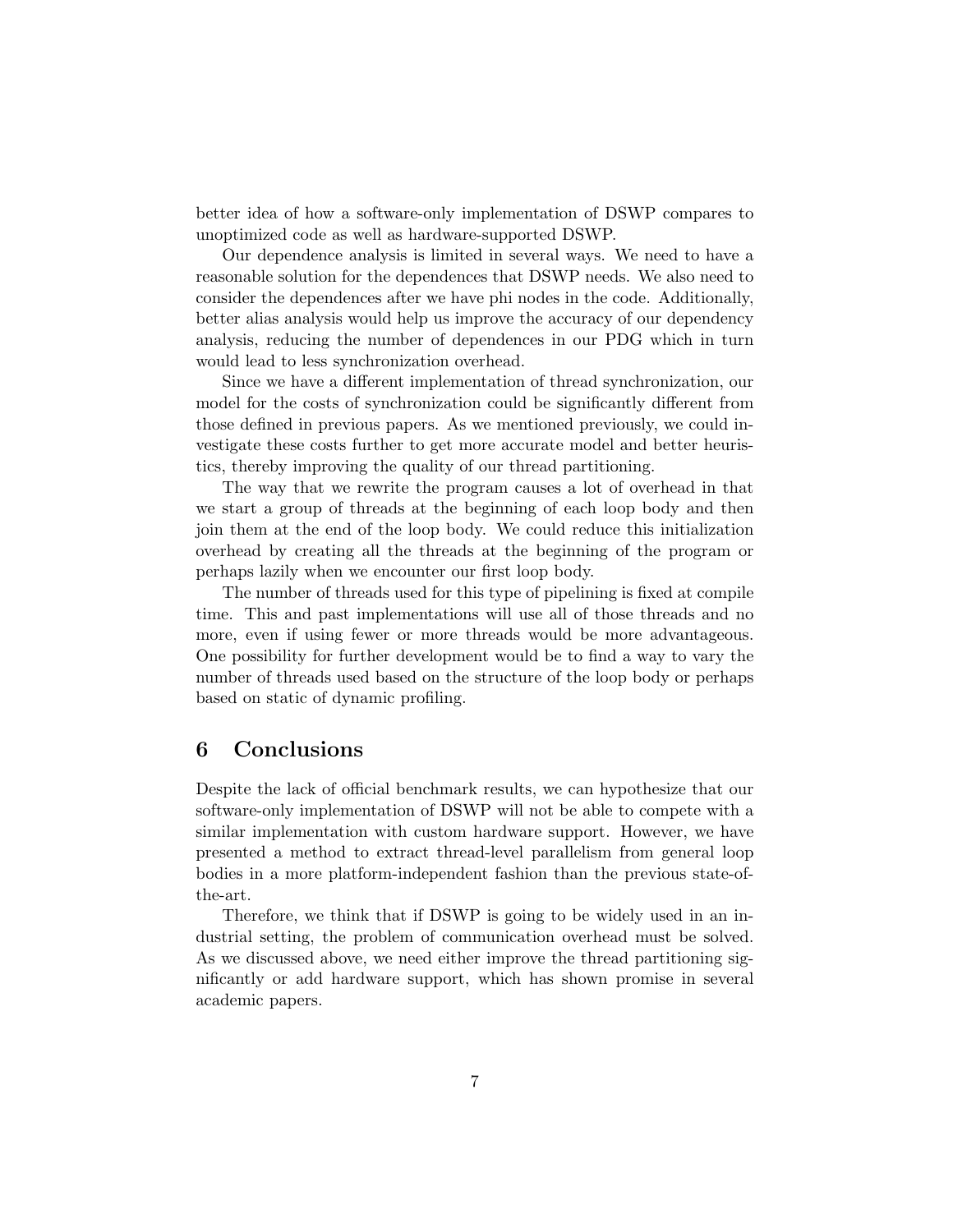better idea of how a software-only implementation of DSWP compares to unoptimized code as well as hardware-supported DSWP.

Our dependence analysis is limited in several ways. We need to have a reasonable solution for the dependences that DSWP needs. We also need to consider the dependences after we have phi nodes in the code. Additionally, better alias analysis would help us improve the accuracy of our dependency analysis, reducing the number of dependences in our PDG which in turn would lead to less synchronization overhead.

Since we have a different implementation of thread synchronization, our model for the costs of synchronization could be significantly different from those defined in previous papers. As we mentioned previously, we could investigate these costs further to get more accurate model and better heuristics, thereby improving the quality of our thread partitioning.

The way that we rewrite the program causes a lot of overhead in that we start a group of threads at the beginning of each loop body and then join them at the end of the loop body. We could reduce this initialization overhead by creating all the threads at the beginning of the program or perhaps lazily when we encounter our first loop body.

The number of threads used for this type of pipelining is fixed at compile time. This and past implementations will use all of those threads and no more, even if using fewer or more threads would be more advantageous. One possibility for further development would be to find a way to vary the number of threads used based on the structure of the loop body or perhaps based on static of dynamic profiling.

## 6 Conclusions

Despite the lack of official benchmark results, we can hypothesize that our software-only implementation of DSWP will not be able to compete with a similar implementation with custom hardware support. However, we have presented a method to extract thread-level parallelism from general loop bodies in a more platform-independent fashion than the previous state-of-the-art.

Therefore, we think that if DSWP is going to be widely used in an industrial setting, the problem of communication overhead must be solved. As we discussed above, we need either improve the thread partitioning significantly or add hardware support, which has shown promise in several academic papers.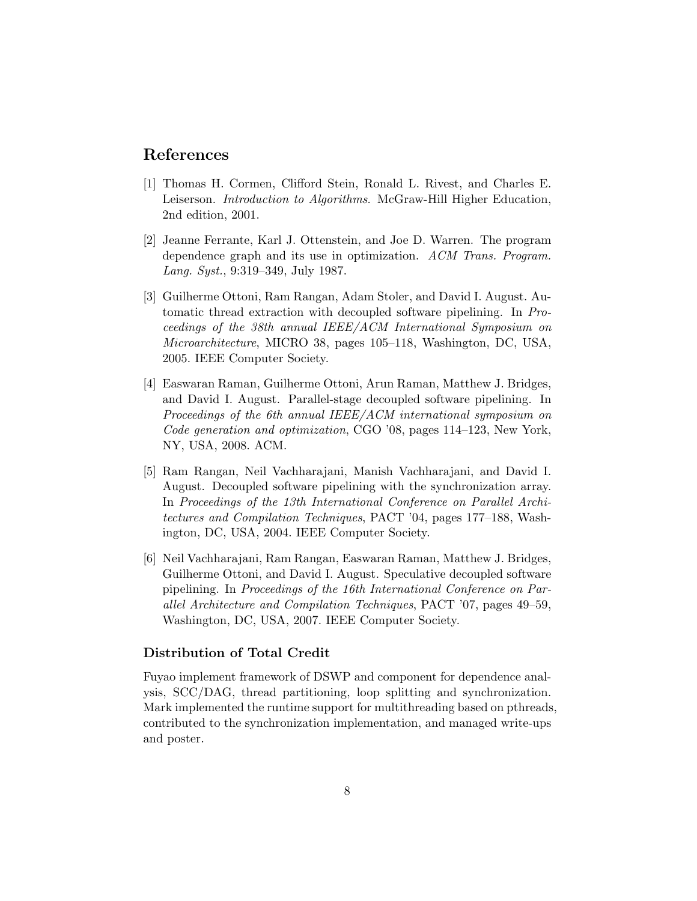## References

[1] Thomas H. Cormen, Clifford Stein, Ronald L. Rivest, and Charles E. Leiserson. *Introduction to Algorithms*. McGraw-Hill Higher Education, 2nd edition, 2001.

[2] Jeanne Ferrante, Karl J. Ottenstein, and Joe D. Warren. The program dependence graph and its use in optimization. *ACM Trans. Program. Lang. Syst.*, 9:319–349, July 1987.

[3] Guilherme Ottoni, Ram Rangan, Adam Stoler, and David I. August. Automatic thread extraction with decoupled software pipelining. In *Proceedings of the 38th annual IEEE/ACM International Symposium on Microarchitecture*, MICRO 38, pages 105–118, Washington, DC, USA, 2005. IEEE Computer Society.

[4] Easwaran Raman, Guilherme Ottoni, Arun Raman, Matthew J. Bridges, and David I. August. Parallel-stage decoupled software pipelining. In *Proceedings of the 6th annual IEEE/ACM international symposium on Code generation and optimization*, CGO '08, pages 114–123, New York, NY, USA, 2008. ACM.

[5] Ram Rangan, Neil Vachharajani, Manish Vachharajani, and David I. August. Decoupled software pipelining with the synchronization array. In *Proceedings of the 13th International Conference on Parallel Architectures and Compilation Techniques*, PACT '04, pages 177–188, Washington, DC, USA, 2004. IEEE Computer Society.

[6] Neil Vachharajani, Ram Rangan, Easwaran Raman, Matthew J. Bridges, Guilherme Ottoni, and David I. August. Speculative decoupled software pipelining. In *Proceedings of the 16th International Conference on Parallel Architecture and Compilation Techniques*, PACT '07, pages 49–59, Washington, DC, USA, 2007. IEEE Computer Society.

### Distribution of Total Credit

Fuyao implement framework of DSWP and component for dependence analysis, SCC/DAG, thread partitioning, loop splitting and synchronization. Mark implemented the runtime support for multithreading based on pthreads, contributed to the synchronization implementation, and managed write-ups and poster.